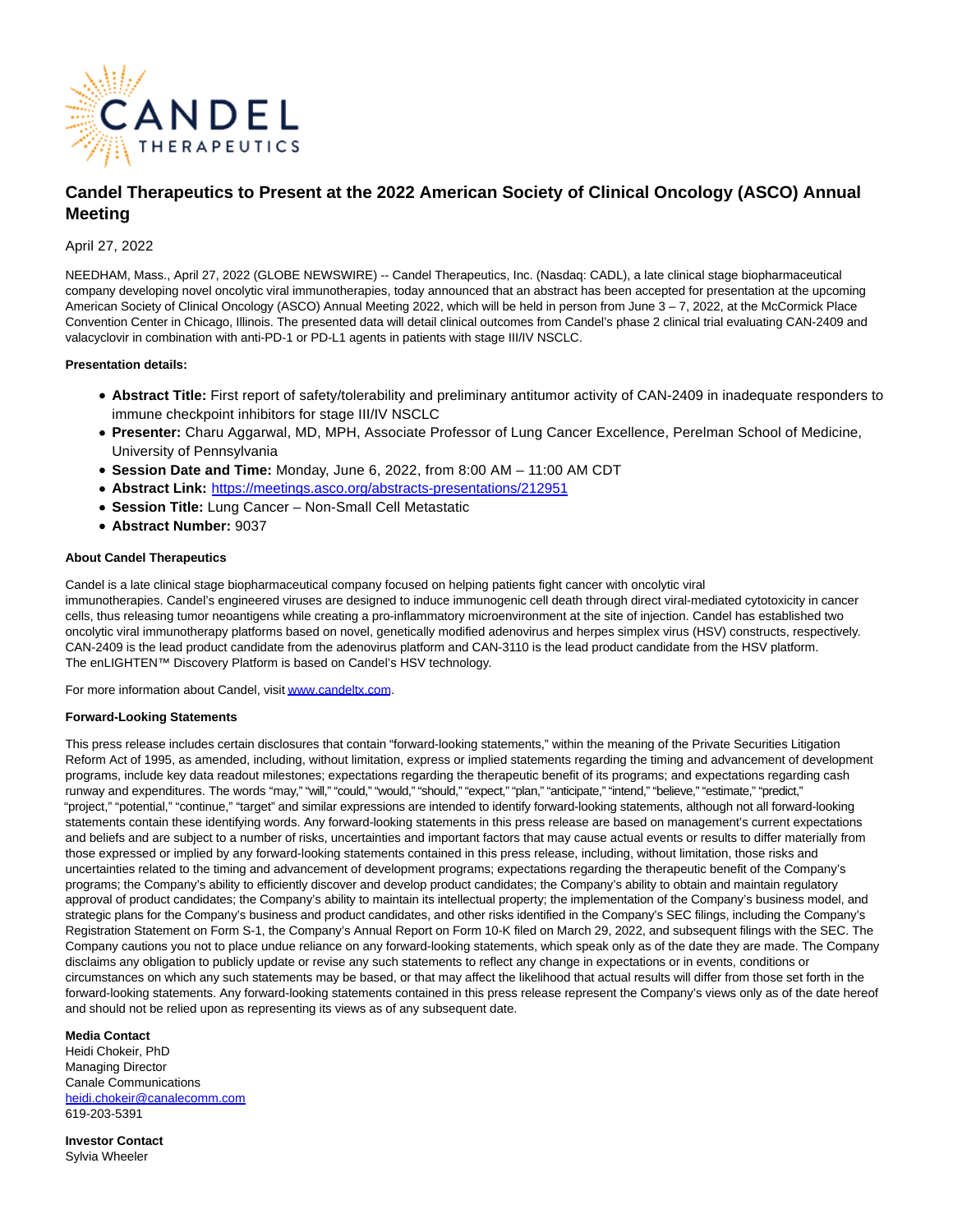# Candel Therapeutics to Present at the 2022 American Society of Clinical Oncology (ASCO) Annual Meeting

April 27, 2022

NEEDHAM, Mass., April 27, 2022 (GLOBE NEWSWIRE) -- Candel Therapeutics, Inc. (Nasdaq: CADL), a late clinical stage biopharmaceutical company developing novel oncolytic viral immunotherapies, today announced that an abstract has been accepted for presentation at the upcoming American Society of Clinical Oncology (ASCO) Annual Meeting 2022, which will be held in person from June 3 – 7, 2022, at the McCormick Place Convention Center in Chicago, Illinois. The presented data will detail clinical outcomes from Candel's phase 2 clinical trial evaluating CAN-2409 and valacyclovir in combination with anti-PD-1 or PD-L1 agents in patients with stage III/IV NSCLC.

**Presentation details:**

- **Abstract Title:** First report of safety/tolerability and preliminary antitumor activity of CAN-2409 in inadequate responders to immune checkpoint inhibitors for stage III/IV NSCLC
- **Presenter:** Charu Aggarwal, MD, MPH, Associate Professor of Lung Cancer Excellence, Perelman School of Medicine, University of Pennsylvania
- **Session Date and Time:** Monday, June 6, 2022, from 8:00 AM – 11:00 AM CDT
- **Abstract Link:** https://meetings.asco.org/abstracts-presentations/212951
- **Session Title:** Lung Cancer – Non-Small Cell Metastatic
- **Abstract Number:** 9037

**About Candel Therapeutics**

Candel is a late clinical stage biopharmaceutical company focused on helping patients fight cancer with oncolytic viral immunotherapies. Candel's engineered viruses are designed to induce immunogenic cell death through direct viral-mediated cytotoxicity in cancer cells, thus releasing tumor neoantigens while creating a pro-inflammatory microenvironment at the site of injection. Candel has established two oncolytic viral immunotherapy platforms based on novel, genetically modified adenovirus and herpes simplex virus (HSV) constructs, respectively. CAN-2409 is the lead product candidate from the adenovirus platform and CAN-3110 is the lead product candidate from the HSV platform. The enLIGHTEN™ Discovery Platform is based on Candel's HSV technology.

For more information about Candel, visit www.candeltx.com.

**Forward-Looking Statements**

This press release includes certain disclosures that contain "forward-looking statements," within the meaning of the Private Securities Litigation Reform Act of 1995, as amended, including, without limitation, express or implied statements regarding the timing and advancement of development programs, include key data readout milestones; expectations regarding the therapeutic benefit of its programs; and expectations regarding cash runway and expenditures. The words "may," "will," "could," "would," "should," "expect," "plan," "anticipate," "intend," "believe," "estimate," "predict," "project," "potential," "continue," "target" and similar expressions are intended to identify forward-looking statements, although not all forward-looking statements contain these identifying words. Any forward-looking statements in this press release are based on management's current expectations and beliefs and are subject to a number of risks, uncertainties and important factors that may cause actual events or results to differ materially from those expressed or implied by any forward-looking statements contained in this press release, including, without limitation, those risks and uncertainties related to the timing and advancement of development programs; expectations regarding the therapeutic benefit of the Company's programs; the Company's ability to efficiently discover and develop product candidates; the Company's ability to obtain and maintain regulatory approval of product candidates; the Company's ability to maintain its intellectual property; the implementation of the Company's business model, and strategic plans for the Company's business and product candidates, and other risks identified in the Company's SEC filings, including the Company's Registration Statement on Form S-1, the Company's Annual Report on Form 10-K filed on March 29, 2022, and subsequent filings with the SEC. The Company cautions you not to place undue reliance on any forward-looking statements, which speak only as of the date they are made. The Company disclaims any obligation to publicly update or revise any such statements to reflect any change in expectations or in events, conditions or circumstances on which any such statements may be based, or that may affect the likelihood that actual results will differ from those set forth in the forward-looking statements. Any forward-looking statements contained in this press release represent the Company's views only as of the date hereof and should not be relied upon as representing its views as of any subsequent date.

**Media Contact**
Heidi Chokeir, PhD
Managing Director
Canale Communications
heidi.chokeir@canalecomm.com
619-203-5391

**Investor Contact**
Sylvia Wheeler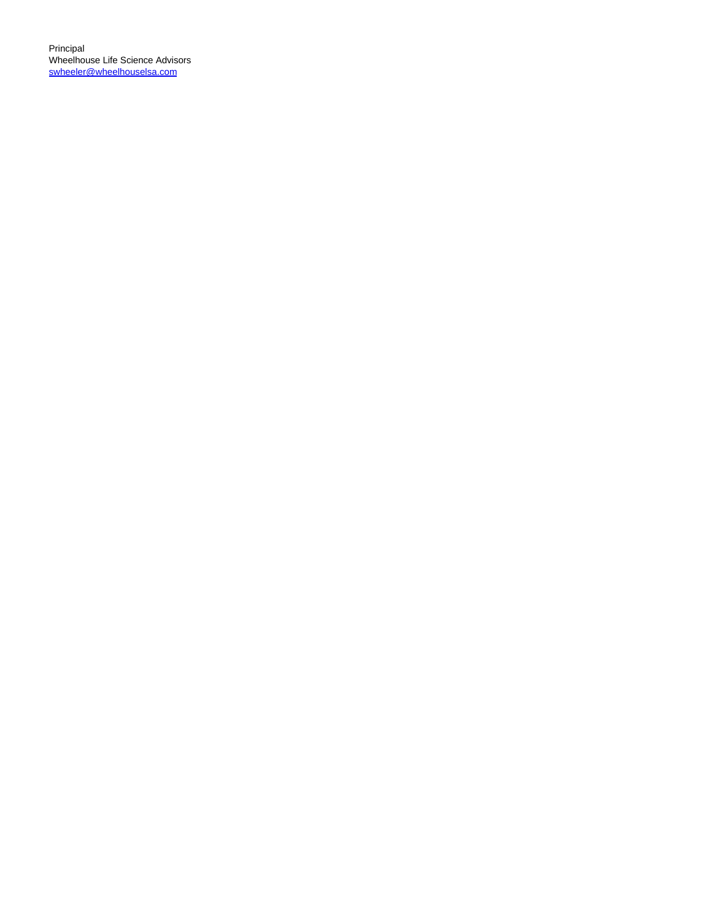Principal
Wheelhouse Life Science Advisors
swheeler@wheelhouselsa.com